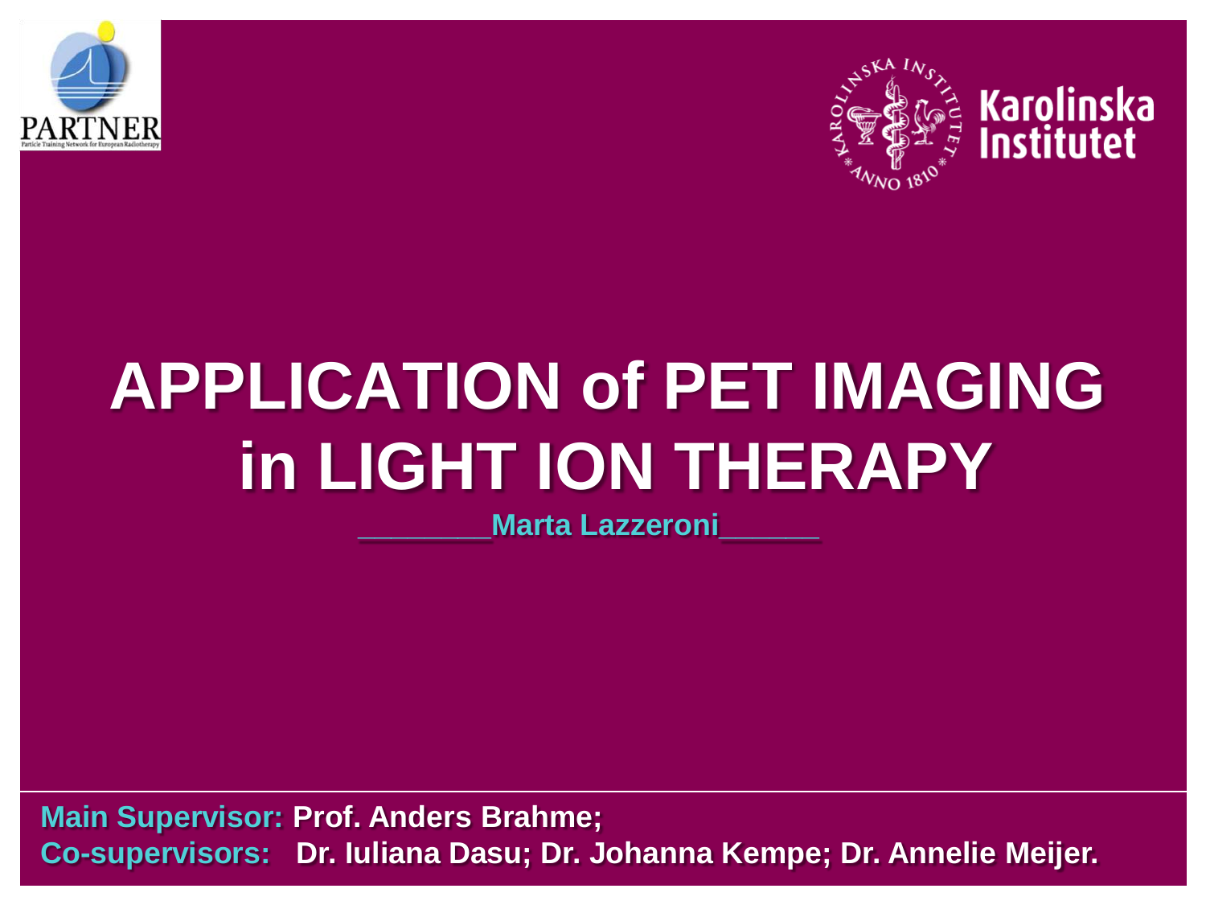PARTNER

Particle Training Network for European Radiotherapy

Karolinska Institutet

# APPLICATION of PET IMAGING in LIGHT ION THERAPY

**Marta Lazzeroni**

**Main Supervisor:** **Prof. Anders Brahme;**

**Co-supervisors:** **Dr. Iuliana Dasu; Dr. Johanna Kempe; Dr. Annelie Meijer.**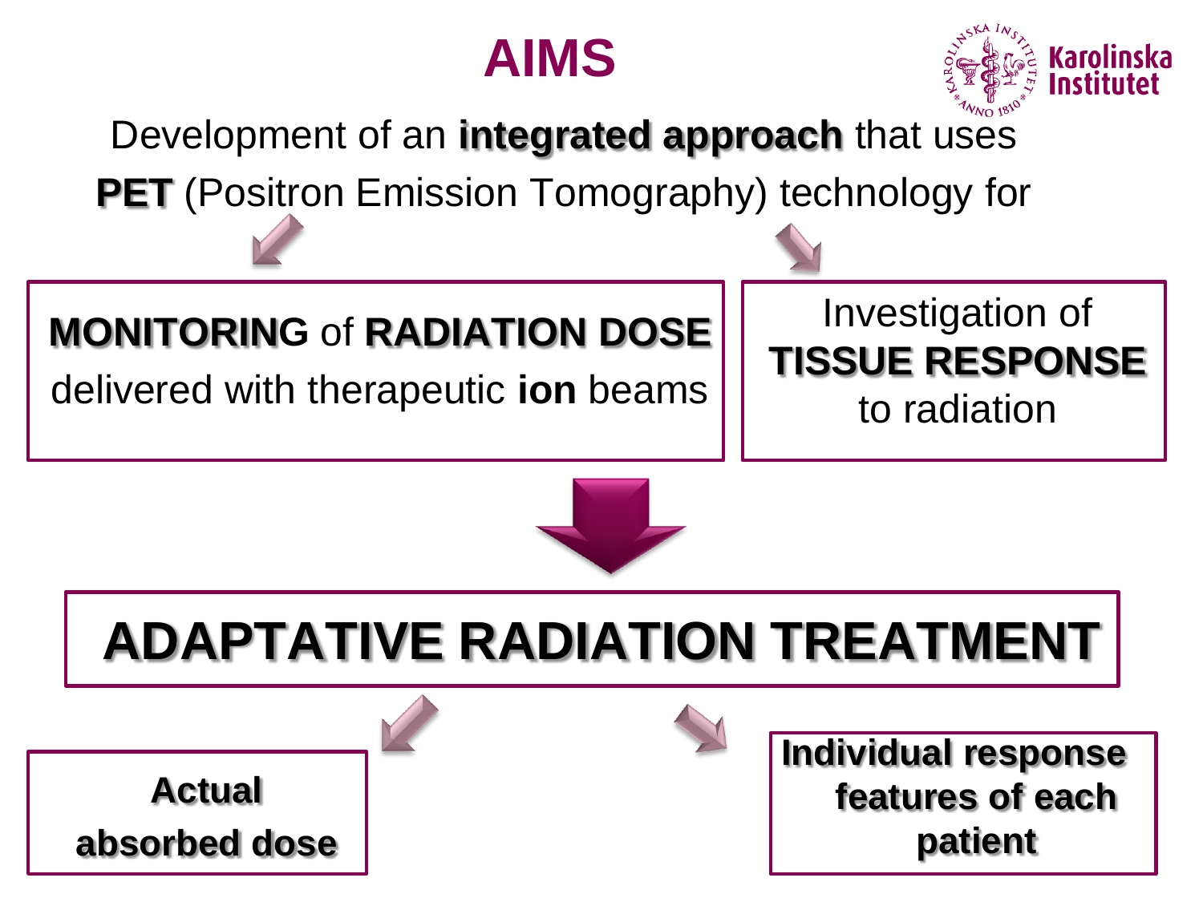# AIMS

Development of an **integrated approach** that uses **PET** (Positron Emission Tomography) technology for

**MONITORING** of **RADIATION DOSE** delivered with therapeutic **ion** beams

Investigation of **TISSUE RESPONSE** to radiation

## ADAPTATIVE RADIATION TREATMENT

**Actual absorbed dose**

**Individual response features of each patient**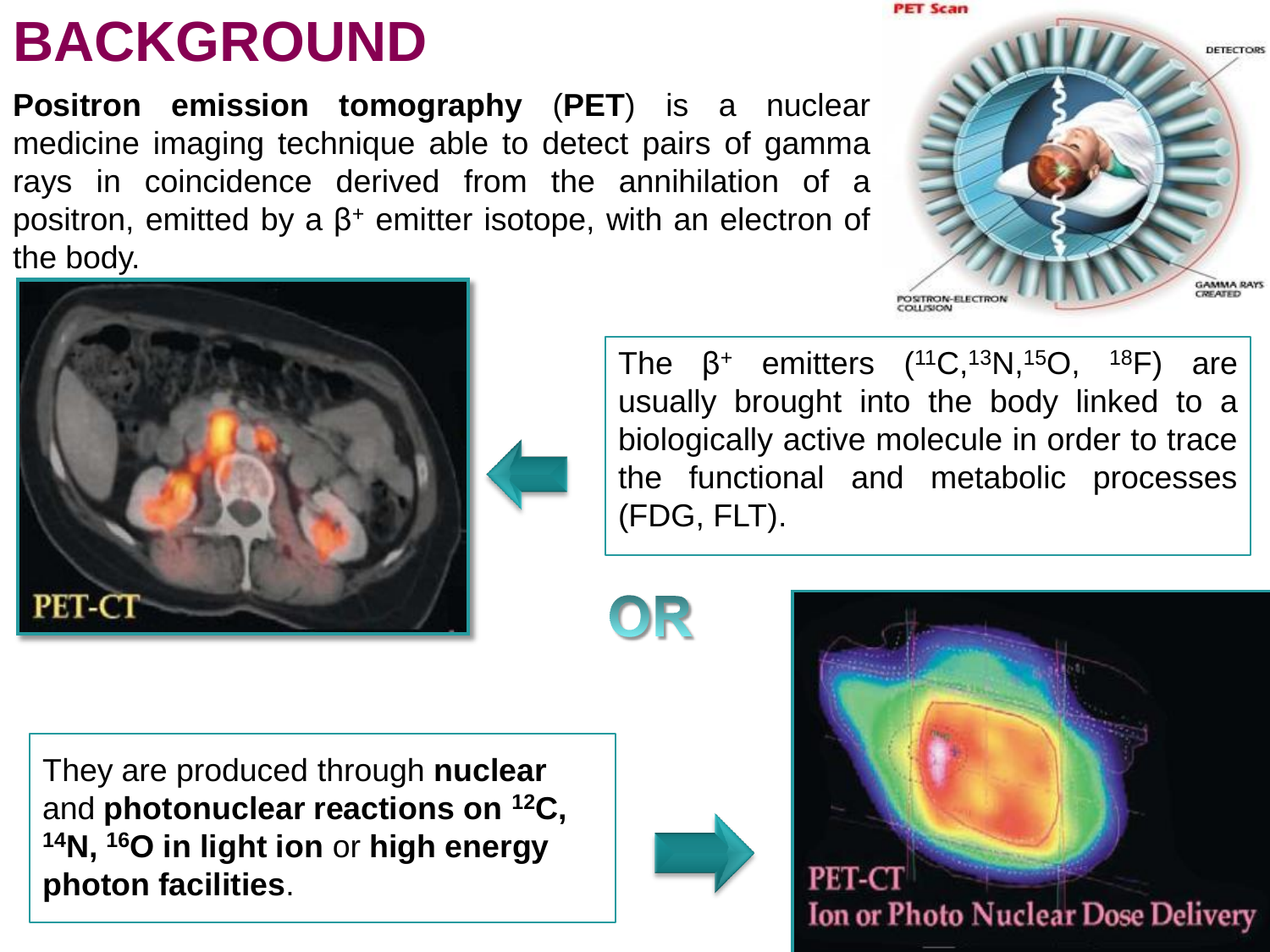# BACKGROUND

**Positron emission tomography** (**PET**) is a nuclear medicine imaging technique able to detect pairs of gamma rays in coincidence derived from the annihilation of a positron, emitted by a $\beta^+$ emitter isotope, with an electron of the body.

The $\beta^+$ emitters ($^{11}C$, $^{13}N$, $^{15}O$, $^{18}F$) are usually brought into the body linked to a biologically active molecule in order to trace the functional and metabolic processes (FDG, FLT).

**OR**

They are produced through **nuclear** and **photonuclear reactions on $^{12}C$, $^{14}N$, $^{16}O$ in light ion** or **high energy photon facilities**.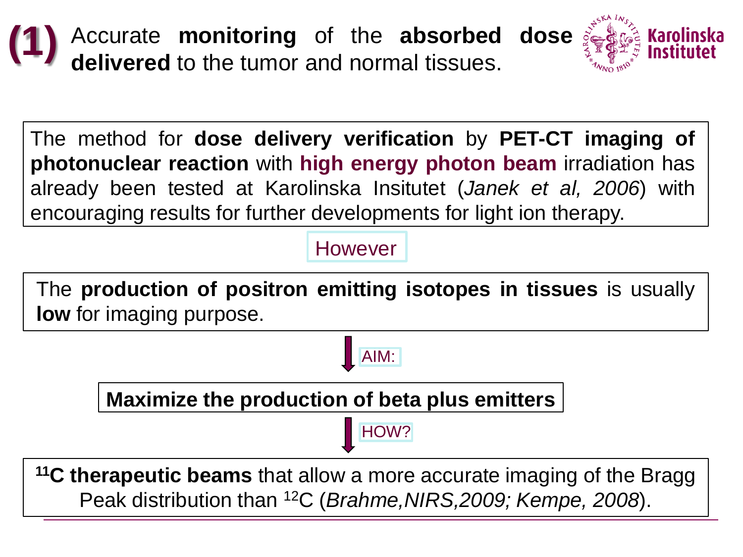# (1) Accurate **monitoring** of the **absorbed dose delivered** to the tumor and normal tissues.

Karolinska Institutet

The method for **dose delivery verification** by **PET-CT imaging of photonuclear reaction** with **high energy photon beam** irradiation has already been tested at Karolinska Insitutet (*Janek et al, 2006*) with encouraging results for further developments for light ion therapy.

However

The **production of positron emitting isotopes in tissues** is usually **low** for imaging purpose.

AIM:

**Maximize the production of beta plus emitters**

HOW?

**$^{11}$C therapeutic beams** that allow a more accurate imaging of the Bragg Peak distribution than $^{12}$C (*Brahme,NIRS,2009; Kempe, 2008*).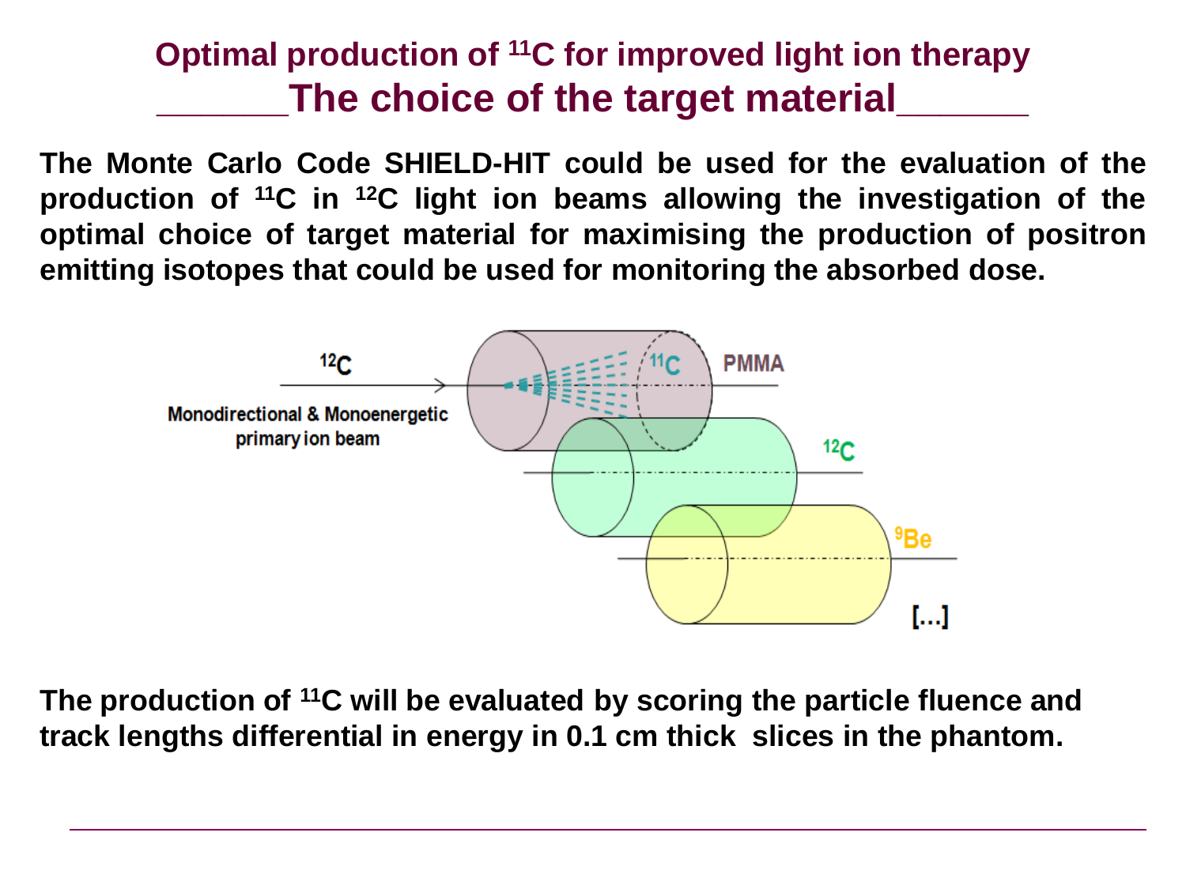# Optimal production of $^{11}C$ for improved light ion therapy

## The choice of the target material

**The Monte Carlo Code SHIELD-HIT could be used for the evaluation of the production of $^{11}C$ in $^{12}C$ light ion beams allowing the investigation of the optimal choice of target material for maximising the production of positron emitting isotopes that could be used for monitoring the absorbed dose.**

$^{12}C$

Monodirectional & Monoenergetic primary ion beam

$^{11}C$ PMMA

$^{12}C$

$^{9}Be$

[...]

**The production of $^{11}C$ will be evaluated by scoring the particle fluence and track lengths differential in energy in 0.1 cm thick slices in the phantom.**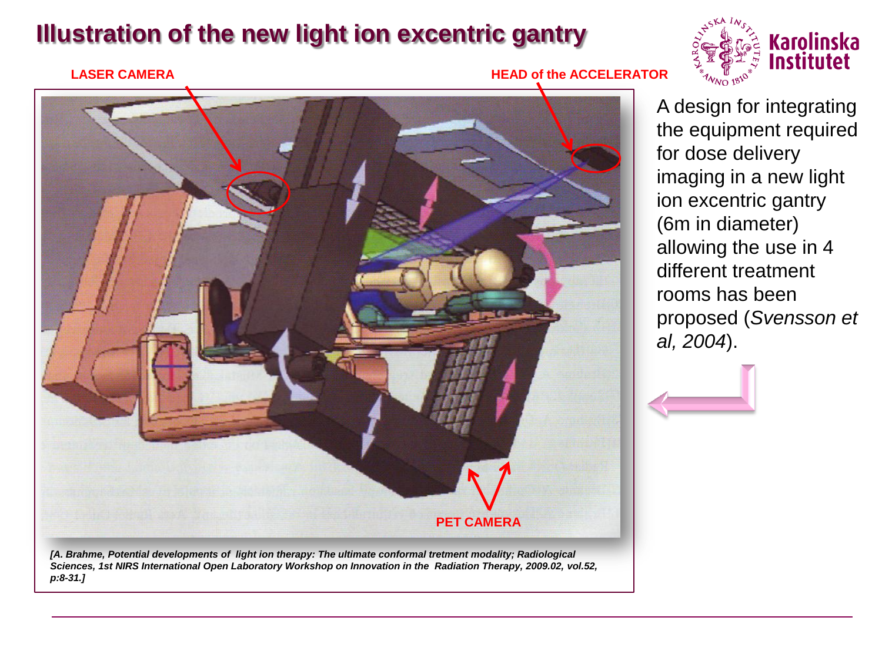# Illustration of the new light ion excentric gantry

LASER CAMERA

HEAD of the ACCELERATOR

PET CAMERA

*[A. Brahme, Potential developments of light ion therapy: The ultimate conformal tretment modality; Radiological Sciences, 1st NIRS International Open Laboratory Workshop on Innovation in the Radiation Therapy, 2009.02, vol.52, p:8-31.]*

A design for integrating the equipment required for dose delivery imaging in a new light ion excentric gantry (6m in diameter) allowing the use in 4 different treatment rooms has been proposed (*Svensson et al, 2004*).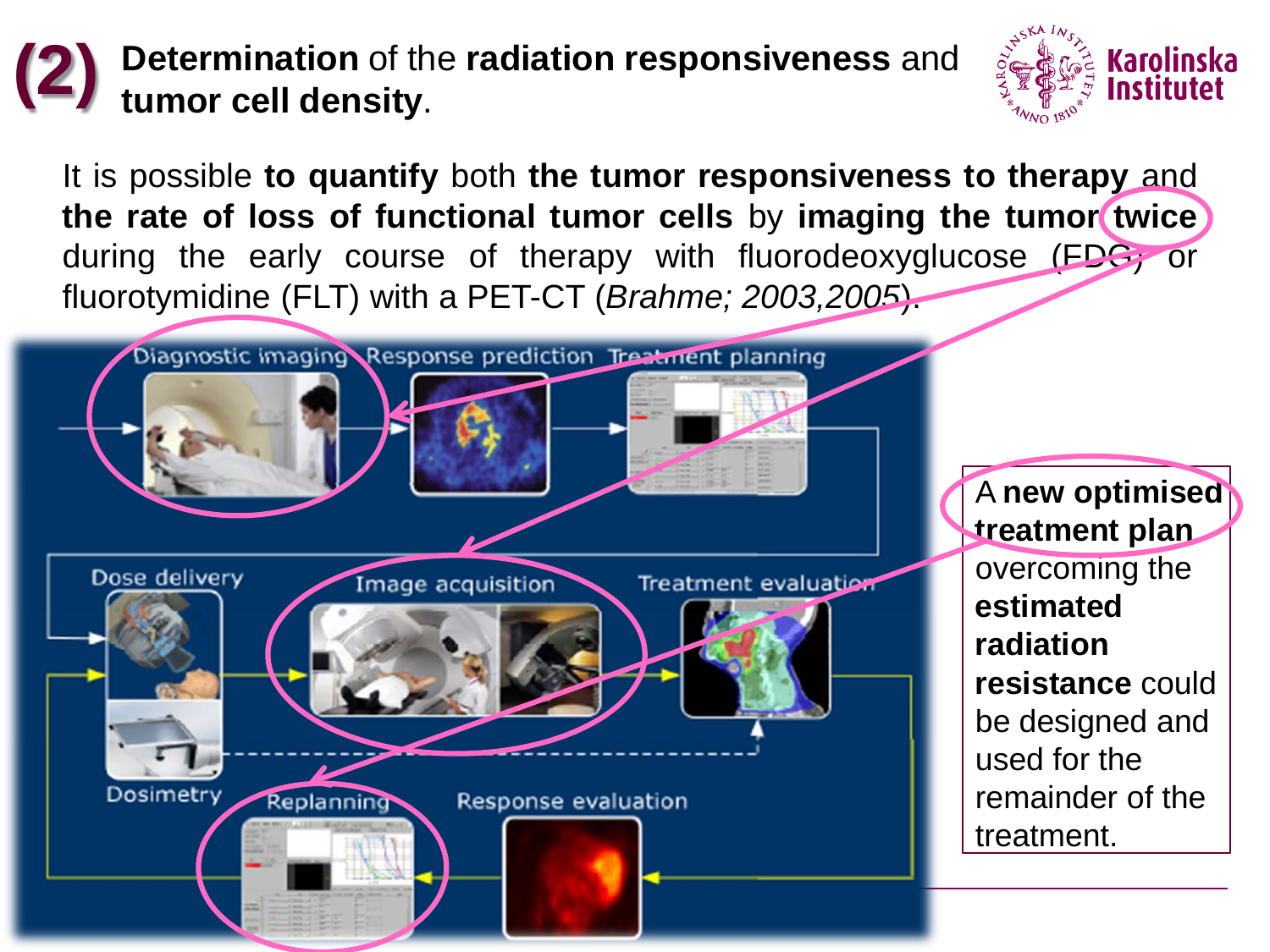## (2) **Determination** of the **radiation responsiveness** and **tumor cell density**.

It is possible **to quantify** both **the tumor responsiveness to therapy** and **the rate of loss of functional tumor cells** by **imaging the tumor twice** during the early course of therapy with fluorodeoxyglucose (FDG) or fluorotymidine (FLT) with a PET-CT (*Brahme; 2003,2005*).

Diagnostic imaging → Response prediction → Treatment planning

Dose delivery → Image acquisition → Treatment evaluation

Dosimetry

Replanning ← Response evaluation

A **new optimised treatment plan** overcoming the **estimated radiation resistance** could be designed and used for the remainder of the treatment.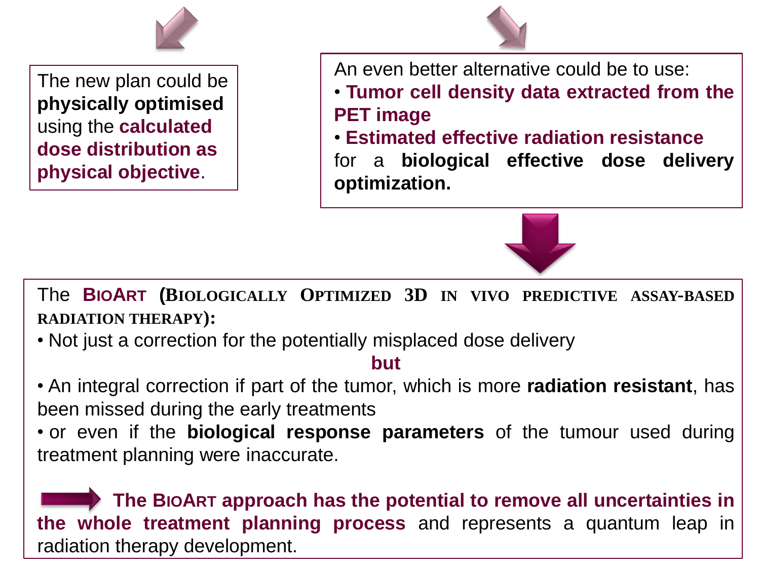The new plan could be **physically optimised** using the **calculated dose distribution as physical objective**.

An even better alternative could be to use:

- **Tumor cell density data extracted from the PET image**
- **Estimated effective radiation resistance**

for a **biological effective dose delivery optimization.**

The **BIOART** (**BIOLOGICALLY OPTIMIZED 3D IN VIVO PREDICTIVE ASSAY-BASED RADIATION THERAPY**):

- Not just a correction for the potentially misplaced dose delivery

**but**

- An integral correction if part of the tumor, which is more **radiation resistant**, has been missed during the early treatments
- or even if the **biological response parameters** of the tumour used during treatment planning were inaccurate.

→ **The BIOART approach has the potential to remove all uncertainties in the whole treatment planning process** and represents a quantum leap in radiation therapy development.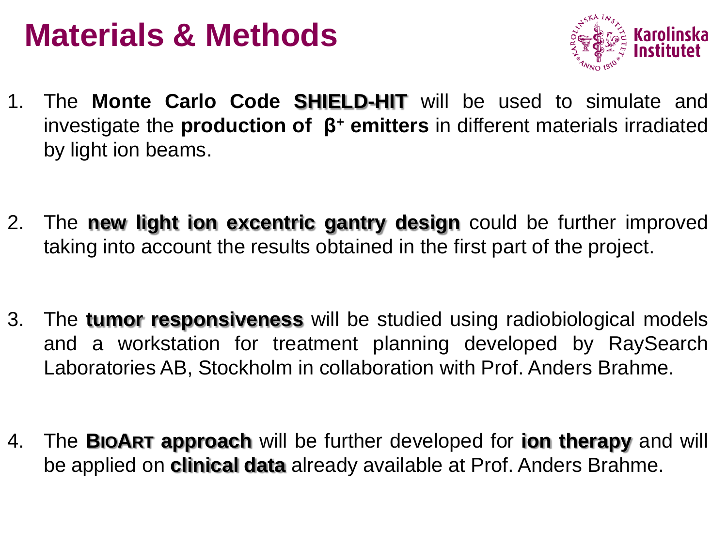# Materials & Methods

1. The **Monte Carlo Code SHIELD-HIT** will be used to simulate and investigate the **production of $\beta^+$ emitters** in different materials irradiated by light ion beams.

2. The **new light ion excentric gantry design** could be further improved taking into account the results obtained in the first part of the project.

3. The **tumor responsiveness** will be studied using radiobiological models and a workstation for treatment planning developed by RaySearch Laboratories AB, Stockholm in collaboration with Prof. Anders Brahme.

4. The **BioArt approach** will be further developed for **ion therapy** and will be applied on **clinical data** already available at Prof. Anders Brahme.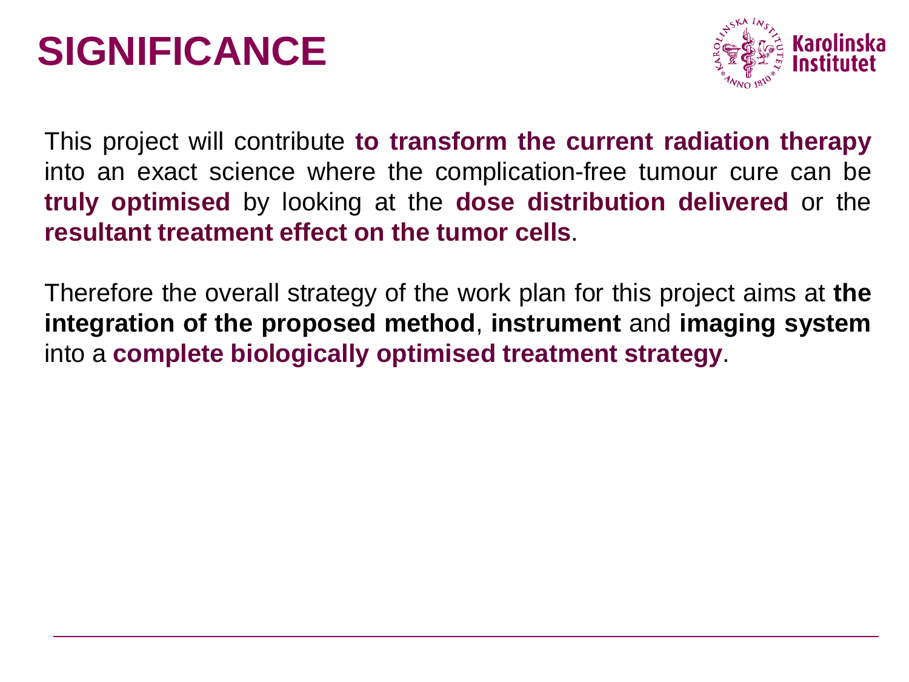# SIGNIFICANCE

This project will contribute **to transform the current radiation therapy** into an exact science where the complication-free tumour cure can be **truly optimised** by looking at the **dose distribution delivered** or the **resultant treatment effect on the tumor cells**.

Therefore the overall strategy of the work plan for this project aims at **the integration of the proposed method**, **instrument** and **imaging system** into a **complete biologically optimised treatment strategy**.